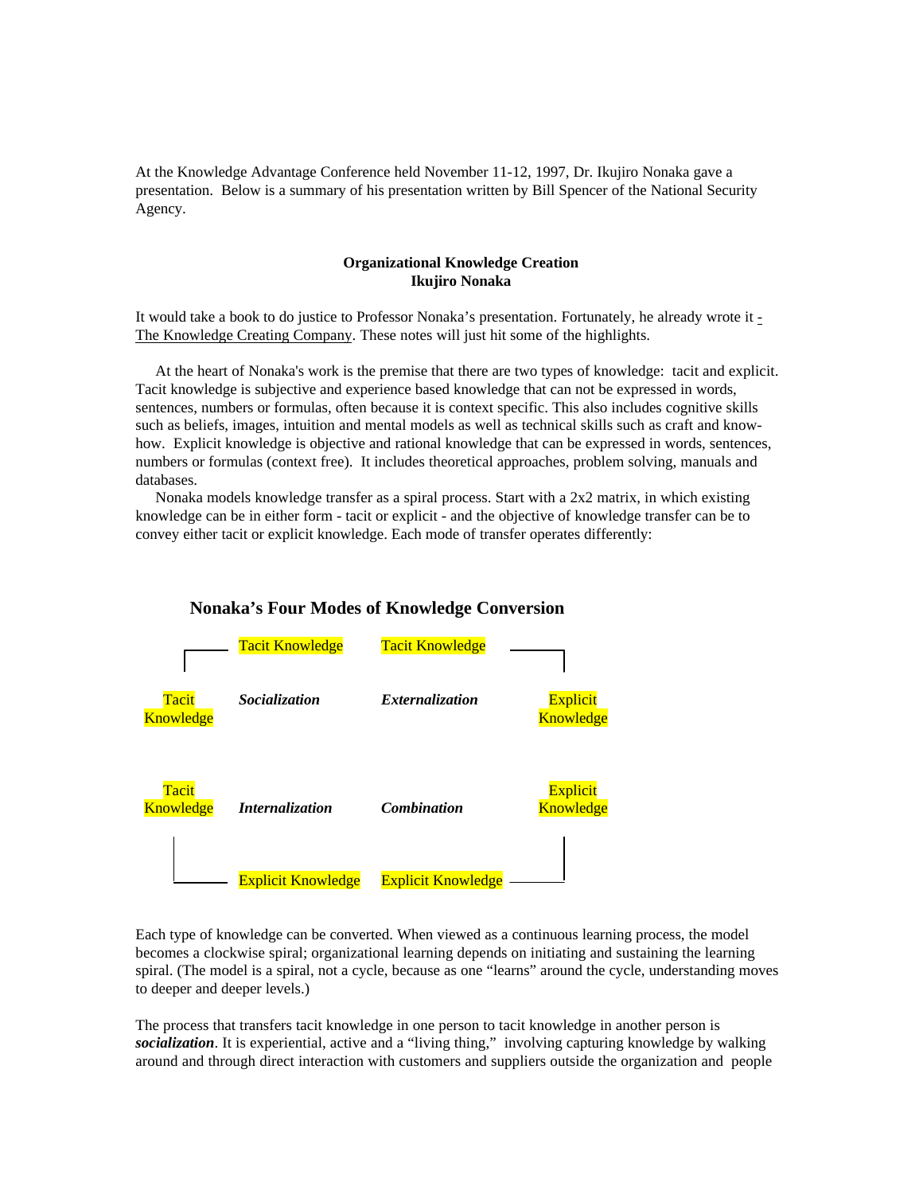At the Knowledge Advantage Conference held November 11-12, 1997, Dr. Ikujiro Nonaka gave a presentation. Below is a summary of his presentation written by Bill Spencer of the National Security Agency.

**Organizational Knowledge Creation**
**Ikujiro Nonaka**

It would take a book to do justice to Professor Nonaka's presentation. Fortunately, he already wrote it - The Knowledge Creating Company. These notes will just hit some of the highlights.

At the heart of Nonaka's work is the premise that there are two types of knowledge: tacit and explicit. Tacit knowledge is subjective and experience based knowledge that can not be expressed in words, sentences, numbers or formulas, often because it is context specific. This also includes cognitive skills such as beliefs, images, intuition and mental models as well as technical skills such as craft and know-how. Explicit knowledge is objective and rational knowledge that can be expressed in words, sentences, numbers or formulas (context free). It includes theoretical approaches, problem solving, manuals and databases.

Nonaka models knowledge transfer as a spiral process. Start with a 2x2 matrix, in which existing knowledge can be in either form - tacit or explicit - and the objective of knowledge transfer can be to convey either tacit or explicit knowledge. Each mode of transfer operates differently:

**Nonaka's Four Modes of Knowledge Conversion**

| | Tacit Knowledge | Tacit Knowledge | |
|---|---|---|---|
| Tacit Knowledge | ***Socialization*** | ***Externalization*** | Explicit Knowledge |
| Tacit Knowledge | ***Internalization*** | ***Combination*** | Explicit Knowledge |
| | Explicit Knowledge | Explicit Knowledge | |

Each type of knowledge can be converted. When viewed as a continuous learning process, the model becomes a clockwise spiral; organizational learning depends on initiating and sustaining the learning spiral. (The model is a spiral, not a cycle, because as one "learns" around the cycle, understanding moves to deeper and deeper levels.)

The process that transfers tacit knowledge in one person to tacit knowledge in another person is ***socialization***. It is experiential, active and a "living thing," involving capturing knowledge by walking around and through direct interaction with customers and suppliers outside the organization and people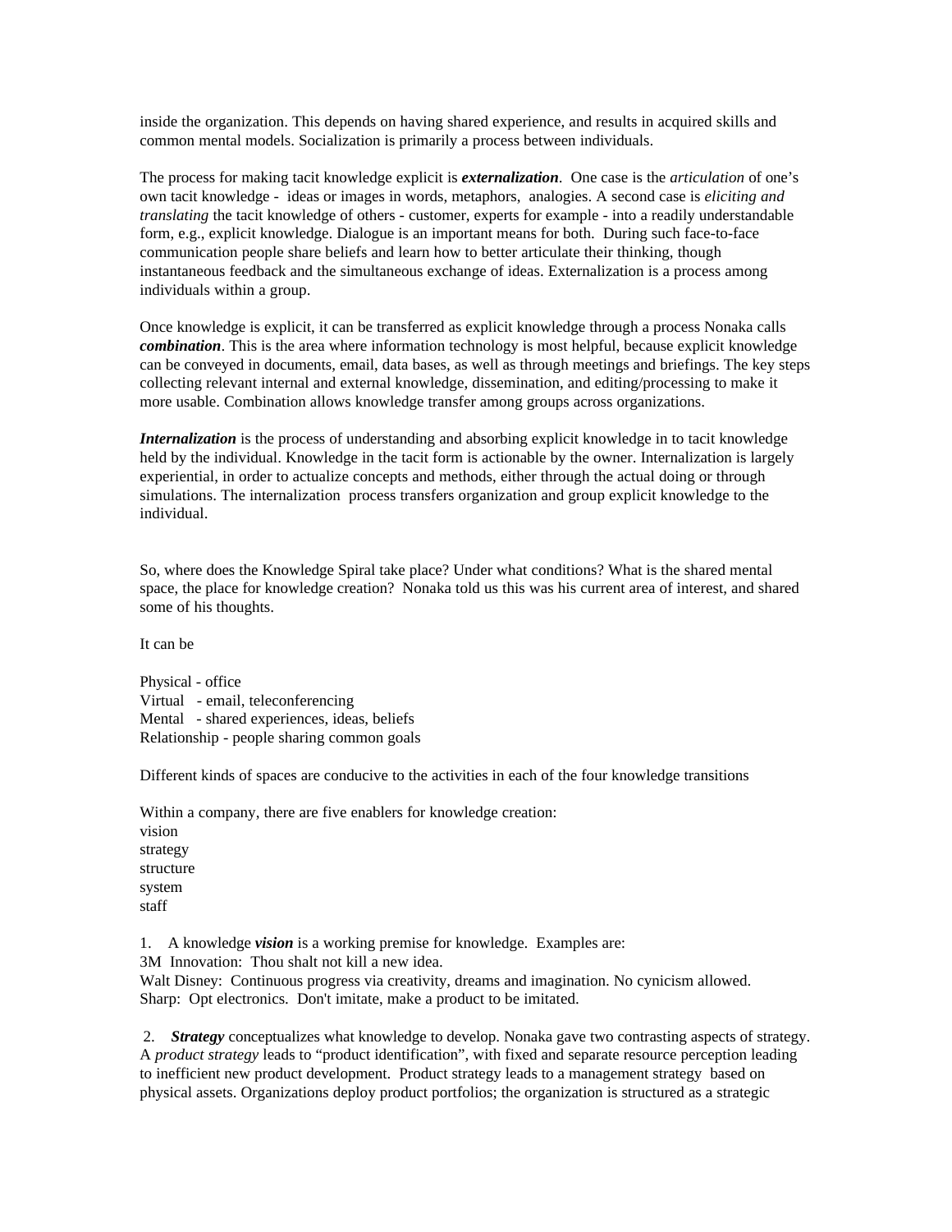inside the organization. This depends on having shared experience, and results in acquired skills and common mental models. Socialization is primarily a process between individuals.

The process for making tacit knowledge explicit is ***externalization***. One case is the *articulation* of one's own tacit knowledge - ideas or images in words, metaphors, analogies. A second case is *eliciting and translating* the tacit knowledge of others - customer, experts for example - into a readily understandable form, e.g., explicit knowledge. Dialogue is an important means for both. During such face-to-face communication people share beliefs and learn how to better articulate their thinking, though instantaneous feedback and the simultaneous exchange of ideas. Externalization is a process among individuals within a group.

Once knowledge is explicit, it can be transferred as explicit knowledge through a process Nonaka calls ***combination***. This is the area where information technology is most helpful, because explicit knowledge can be conveyed in documents, email, data bases, as well as through meetings and briefings. The key steps collecting relevant internal and external knowledge, dissemination, and editing/processing to make it more usable. Combination allows knowledge transfer among groups across organizations.

***Internalization*** is the process of understanding and absorbing explicit knowledge in to tacit knowledge held by the individual. Knowledge in the tacit form is actionable by the owner. Internalization is largely experiential, in order to actualize concepts and methods, either through the actual doing or through simulations. The internalization process transfers organization and group explicit knowledge to the individual.

So, where does the Knowledge Spiral take place? Under what conditions? What is the shared mental space, the place for knowledge creation? Nonaka told us this was his current area of interest, and shared some of his thoughts.

It can be

Physical - office
Virtual - email, teleconferencing
Mental - shared experiences, ideas, beliefs
Relationship - people sharing common goals

Different kinds of spaces are conducive to the activities in each of the four knowledge transitions

Within a company, there are five enablers for knowledge creation:
vision
strategy
structure
system
staff

1. A knowledge ***vision*** is a working premise for knowledge. Examples are:
3M Innovation: Thou shalt not kill a new idea.
Walt Disney: Continuous progress via creativity, dreams and imagination. No cynicism allowed.
Sharp: Opt electronics. Don't imitate, make a product to be imitated.

2. ***Strategy*** conceptualizes what knowledge to develop. Nonaka gave two contrasting aspects of strategy. A *product strategy* leads to "product identification", with fixed and separate resource perception leading to inefficient new product development. Product strategy leads to a management strategy based on physical assets. Organizations deploy product portfolios; the organization is structured as a strategic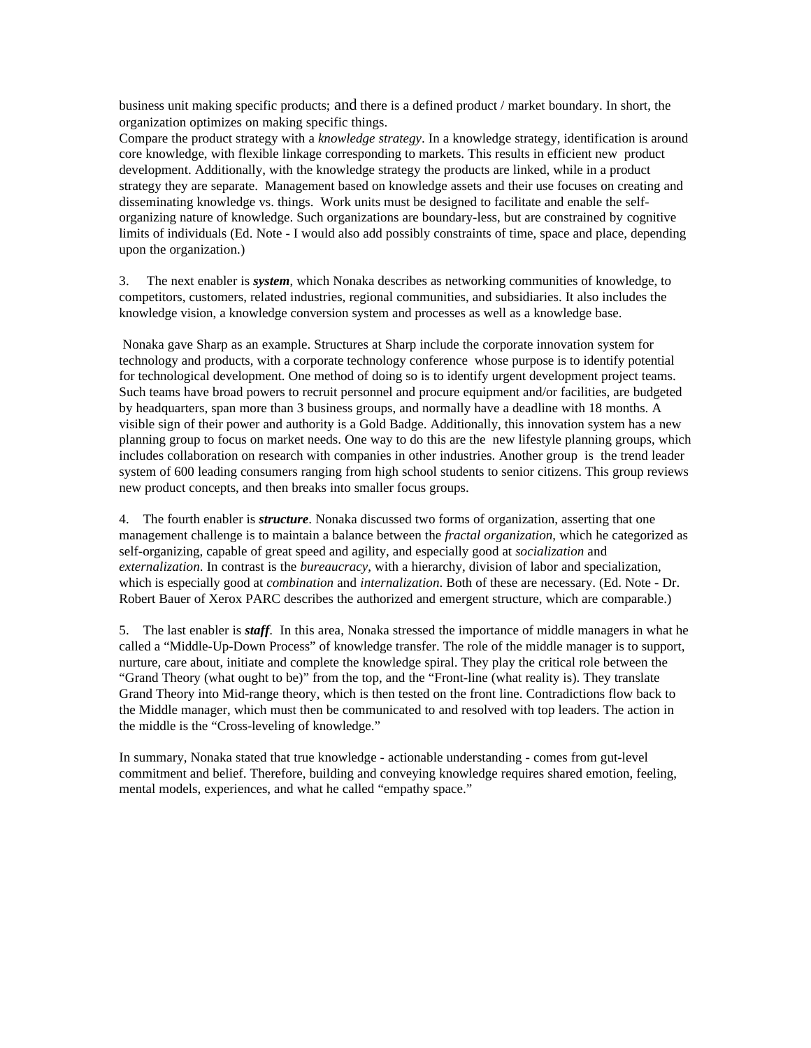business unit making specific products; and there is a defined product / market boundary. In short, the organization optimizes on making specific things.
Compare the product strategy with a *knowledge strategy*. In a knowledge strategy, identification is around core knowledge, with flexible linkage corresponding to markets. This results in efficient new product development. Additionally, with the knowledge strategy the products are linked, while in a product strategy they are separate. Management based on knowledge assets and their use focuses on creating and disseminating knowledge vs. things. Work units must be designed to facilitate and enable the self-organizing nature of knowledge. Such organizations are boundary-less, but are constrained by cognitive limits of individuals (Ed. Note - I would also add possibly constraints of time, space and place, depending upon the organization.)

3. The next enabler is ***system***, which Nonaka describes as networking communities of knowledge, to competitors, customers, related industries, regional communities, and subsidiaries. It also includes the knowledge vision, a knowledge conversion system and processes as well as a knowledge base.

Nonaka gave Sharp as an example. Structures at Sharp include the corporate innovation system for technology and products, with a corporate technology conference whose purpose is to identify potential for technological development. One method of doing so is to identify urgent development project teams. Such teams have broad powers to recruit personnel and procure equipment and/or facilities, are budgeted by headquarters, span more than 3 business groups, and normally have a deadline with 18 months. A visible sign of their power and authority is a Gold Badge. Additionally, this innovation system has a new planning group to focus on market needs. One way to do this are the new lifestyle planning groups, which includes collaboration on research with companies in other industries. Another group is the trend leader system of 600 leading consumers ranging from high school students to senior citizens. This group reviews new product concepts, and then breaks into smaller focus groups.

4. The fourth enabler is ***structure***. Nonaka discussed two forms of organization, asserting that one management challenge is to maintain a balance between the *fractal organization*, which he categorized as self-organizing, capable of great speed and agility, and especially good at *socialization* and *externalization*. In contrast is the *bureaucracy*, with a hierarchy, division of labor and specialization, which is especially good at *combination* and *internalization*. Both of these are necessary. (Ed. Note - Dr. Robert Bauer of Xerox PARC describes the authorized and emergent structure, which are comparable.)

5. The last enabler is ***staff***. In this area, Nonaka stressed the importance of middle managers in what he called a "Middle-Up-Down Process" of knowledge transfer. The role of the middle manager is to support, nurture, care about, initiate and complete the knowledge spiral. They play the critical role between the "Grand Theory (what ought to be)" from the top, and the "Front-line (what reality is). They translate Grand Theory into Mid-range theory, which is then tested on the front line. Contradictions flow back to the Middle manager, which must then be communicated to and resolved with top leaders. The action in the middle is the "Cross-leveling of knowledge."

In summary, Nonaka stated that true knowledge - actionable understanding - comes from gut-level commitment and belief. Therefore, building and conveying knowledge requires shared emotion, feeling, mental models, experiences, and what he called "empathy space."